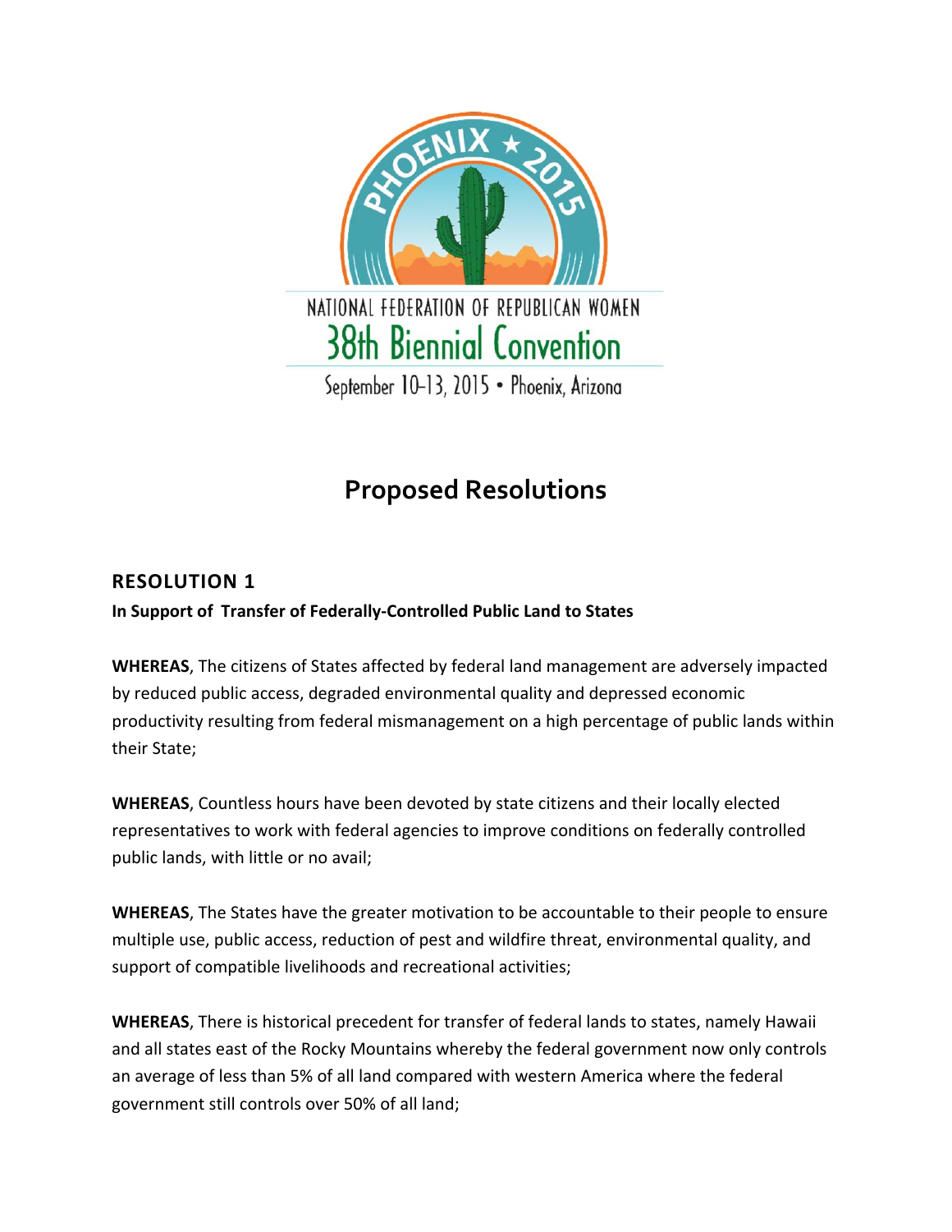PHOENIX ★ 2015

NATIONAL FEDERATION OF REPUBLICAN WOMEN

38th Biennial Convention

September 10-13, 2015 • Phoenix, Arizona

# Proposed Resolutions

## RESOLUTION 1

**In Support of Transfer of Federally-Controlled Public Land to States**

**WHEREAS**, The citizens of States affected by federal land management are adversely impacted by reduced public access, degraded environmental quality and depressed economic productivity resulting from federal mismanagement on a high percentage of public lands within their State;

**WHEREAS**, Countless hours have been devoted by state citizens and their locally elected representatives to work with federal agencies to improve conditions on federally controlled public lands, with little or no avail;

**WHEREAS**, The States have the greater motivation to be accountable to their people to ensure multiple use, public access, reduction of pest and wildfire threat, environmental quality, and support of compatible livelihoods and recreational activities;

**WHEREAS**, There is historical precedent for transfer of federal lands to states, namely Hawaii and all states east of the Rocky Mountains whereby the federal government now only controls an average of less than 5% of all land compared with western America where the federal government still controls over 50% of all land;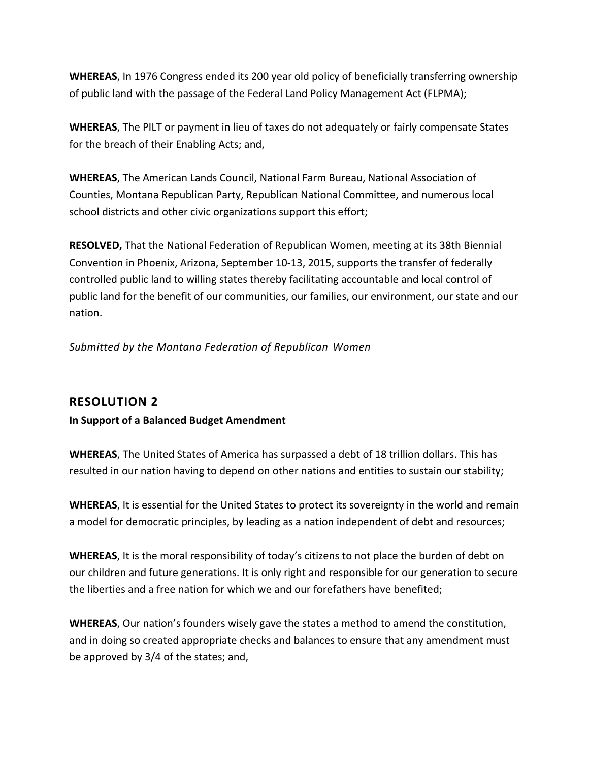**WHEREAS**, In 1976 Congress ended its 200 year old policy of beneficially transferring ownership of public land with the passage of the Federal Land Policy Management Act (FLPMA);

**WHEREAS**, The PILT or payment in lieu of taxes do not adequately or fairly compensate States for the breach of their Enabling Acts; and,

**WHEREAS**, The American Lands Council, National Farm Bureau, National Association of Counties, Montana Republican Party, Republican National Committee, and numerous local school districts and other civic organizations support this effort;

**RESOLVED,** That the National Federation of Republican Women, meeting at its 38th Biennial Convention in Phoenix, Arizona, September 10-13, 2015, supports the transfer of federally controlled public land to willing states thereby facilitating accountable and local control of public land for the benefit of our communities, our families, our environment, our state and our nation.

*Submitted by the Montana Federation of Republican Women*

## RESOLUTION 2

**In Support of a Balanced Budget Amendment**

**WHEREAS**, The United States of America has surpassed a debt of 18 trillion dollars. This has resulted in our nation having to depend on other nations and entities to sustain our stability;

**WHEREAS**, It is essential for the United States to protect its sovereignty in the world and remain a model for democratic principles, by leading as a nation independent of debt and resources;

**WHEREAS**, It is the moral responsibility of today's citizens to not place the burden of debt on our children and future generations. It is only right and responsible for our generation to secure the liberties and a free nation for which we and our forefathers have benefited;

**WHEREAS**, Our nation's founders wisely gave the states a method to amend the constitution, and in doing so created appropriate checks and balances to ensure that any amendment must be approved by 3/4 of the states; and,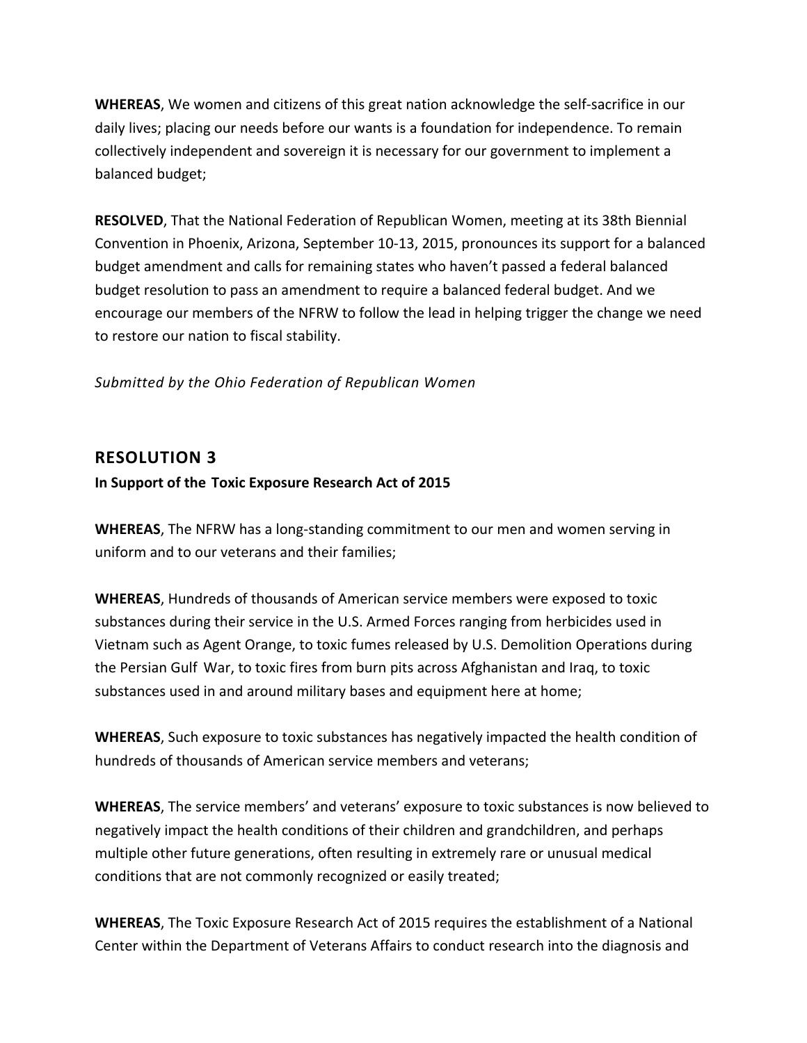**WHEREAS**, We women and citizens of this great nation acknowledge the self-sacrifice in our daily lives; placing our needs before our wants is a foundation for independence. To remain collectively independent and sovereign it is necessary for our government to implement a balanced budget;

**RESOLVED**, That the National Federation of Republican Women, meeting at its 38th Biennial Convention in Phoenix, Arizona, September 10-13, 2015, pronounces its support for a balanced budget amendment and calls for remaining states who haven't passed a federal balanced budget resolution to pass an amendment to require a balanced federal budget. And we encourage our members of the NFRW to follow the lead in helping trigger the change we need to restore our nation to fiscal stability.

*Submitted by the Ohio Federation of Republican Women*

## RESOLUTION 3

**In Support of the Toxic Exposure Research Act of 2015**

**WHEREAS**, The NFRW has a long-standing commitment to our men and women serving in uniform and to our veterans and their families;

**WHEREAS**, Hundreds of thousands of American service members were exposed to toxic substances during their service in the U.S. Armed Forces ranging from herbicides used in Vietnam such as Agent Orange, to toxic fumes released by U.S. Demolition Operations during the Persian Gulf War, to toxic fires from burn pits across Afghanistan and Iraq, to toxic substances used in and around military bases and equipment here at home;

**WHEREAS**, Such exposure to toxic substances has negatively impacted the health condition of hundreds of thousands of American service members and veterans;

**WHEREAS**, The service members' and veterans' exposure to toxic substances is now believed to negatively impact the health conditions of their children and grandchildren, and perhaps multiple other future generations, often resulting in extremely rare or unusual medical conditions that are not commonly recognized or easily treated;

**WHEREAS**, The Toxic Exposure Research Act of 2015 requires the establishment of a National Center within the Department of Veterans Affairs to conduct research into the diagnosis and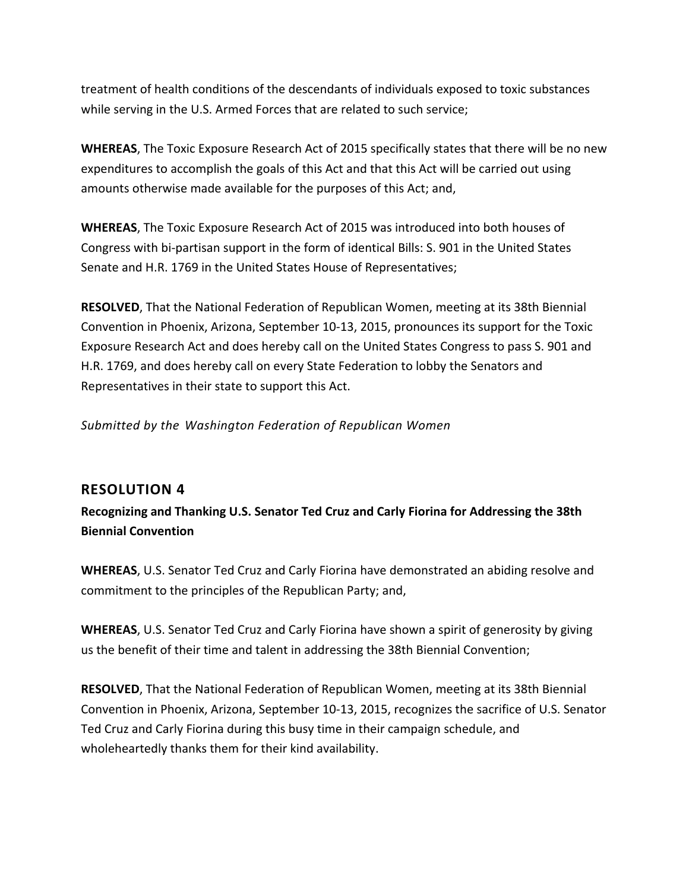treatment of health conditions of the descendants of individuals exposed to toxic substances while serving in the U.S. Armed Forces that are related to such service;

**WHEREAS**, The Toxic Exposure Research Act of 2015 specifically states that there will be no new expenditures to accomplish the goals of this Act and that this Act will be carried out using amounts otherwise made available for the purposes of this Act; and,

**WHEREAS**, The Toxic Exposure Research Act of 2015 was introduced into both houses of Congress with bi-partisan support in the form of identical Bills: S. 901 in the United States Senate and H.R. 1769 in the United States House of Representatives;

**RESOLVED**, That the National Federation of Republican Women, meeting at its 38th Biennial Convention in Phoenix, Arizona, September 10-13, 2015, pronounces its support for the Toxic Exposure Research Act and does hereby call on the United States Congress to pass S. 901 and H.R. 1769, and does hereby call on every State Federation to lobby the Senators and Representatives in their state to support this Act.

*Submitted by the Washington Federation of Republican Women*

## RESOLUTION 4

**Recognizing and Thanking U.S. Senator Ted Cruz and Carly Fiorina for Addressing the 38th Biennial Convention**

**WHEREAS**, U.S. Senator Ted Cruz and Carly Fiorina have demonstrated an abiding resolve and commitment to the principles of the Republican Party; and,

**WHEREAS**, U.S. Senator Ted Cruz and Carly Fiorina have shown a spirit of generosity by giving us the benefit of their time and talent in addressing the 38th Biennial Convention;

**RESOLVED**, That the National Federation of Republican Women, meeting at its 38th Biennial Convention in Phoenix, Arizona, September 10-13, 2015, recognizes the sacrifice of U.S. Senator Ted Cruz and Carly Fiorina during this busy time in their campaign schedule, and wholeheartedly thanks them for their kind availability.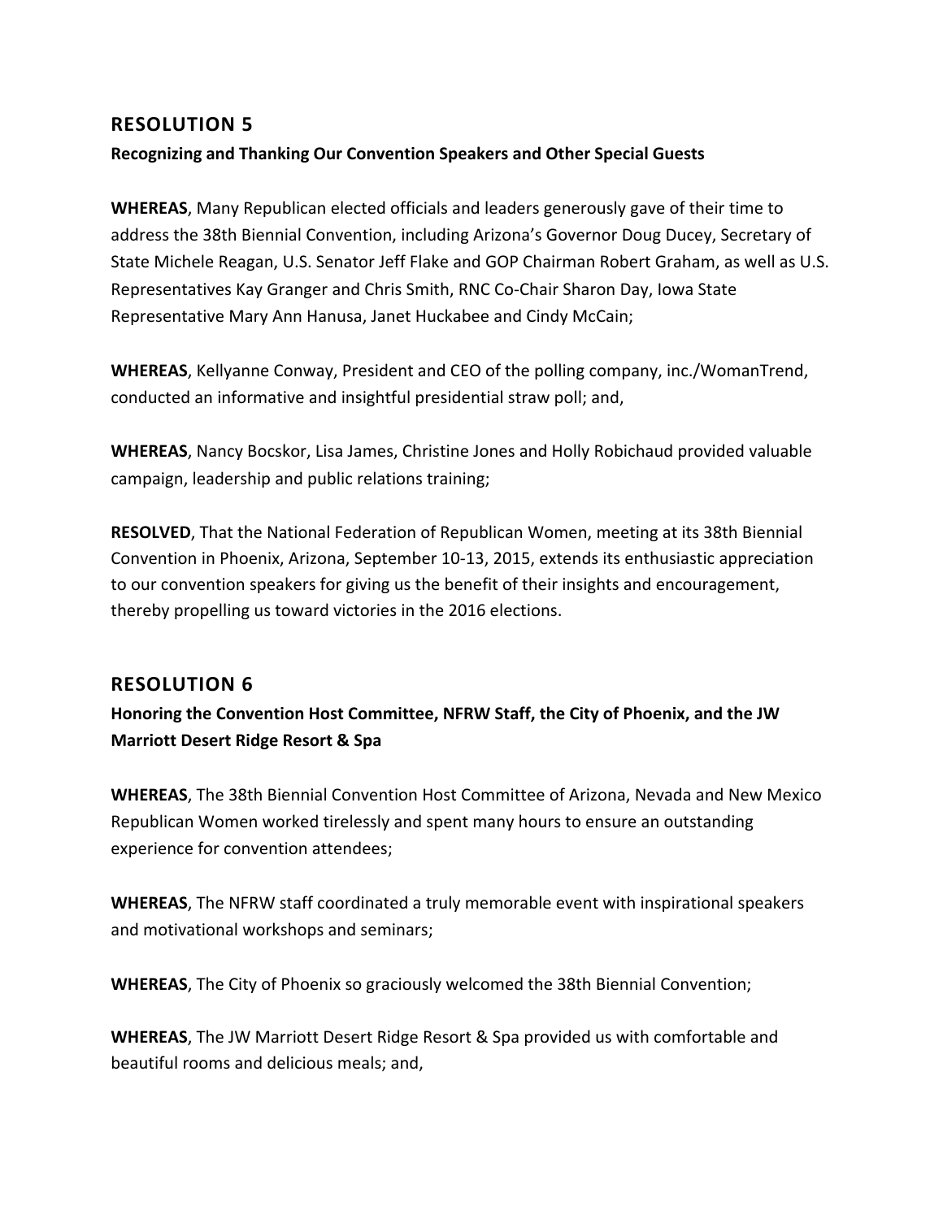## RESOLUTION 5

**Recognizing and Thanking Our Convention Speakers and Other Special Guests**

**WHEREAS**, Many Republican elected officials and leaders generously gave of their time to address the 38th Biennial Convention, including Arizona's Governor Doug Ducey, Secretary of State Michele Reagan, U.S. Senator Jeff Flake and GOP Chairman Robert Graham, as well as U.S. Representatives Kay Granger and Chris Smith, RNC Co-Chair Sharon Day, Iowa State Representative Mary Ann Hanusa, Janet Huckabee and Cindy McCain;

**WHEREAS**, Kellyanne Conway, President and CEO of the polling company, inc./WomanTrend, conducted an informative and insightful presidential straw poll; and,

**WHEREAS**, Nancy Bocskor, Lisa James, Christine Jones and Holly Robichaud provided valuable campaign, leadership and public relations training;

**RESOLVED**, That the National Federation of Republican Women, meeting at its 38th Biennial Convention in Phoenix, Arizona, September 10-13, 2015, extends its enthusiastic appreciation to our convention speakers for giving us the benefit of their insights and encouragement, thereby propelling us toward victories in the 2016 elections.

## RESOLUTION 6

**Honoring the Convention Host Committee, NFRW Staff, the City of Phoenix, and the JW Marriott Desert Ridge Resort & Spa**

**WHEREAS**, The 38th Biennial Convention Host Committee of Arizona, Nevada and New Mexico Republican Women worked tirelessly and spent many hours to ensure an outstanding experience for convention attendees;

**WHEREAS**, The NFRW staff coordinated a truly memorable event with inspirational speakers and motivational workshops and seminars;

**WHEREAS**, The City of Phoenix so graciously welcomed the 38th Biennial Convention;

**WHEREAS**, The JW Marriott Desert Ridge Resort & Spa provided us with comfortable and beautiful rooms and delicious meals; and,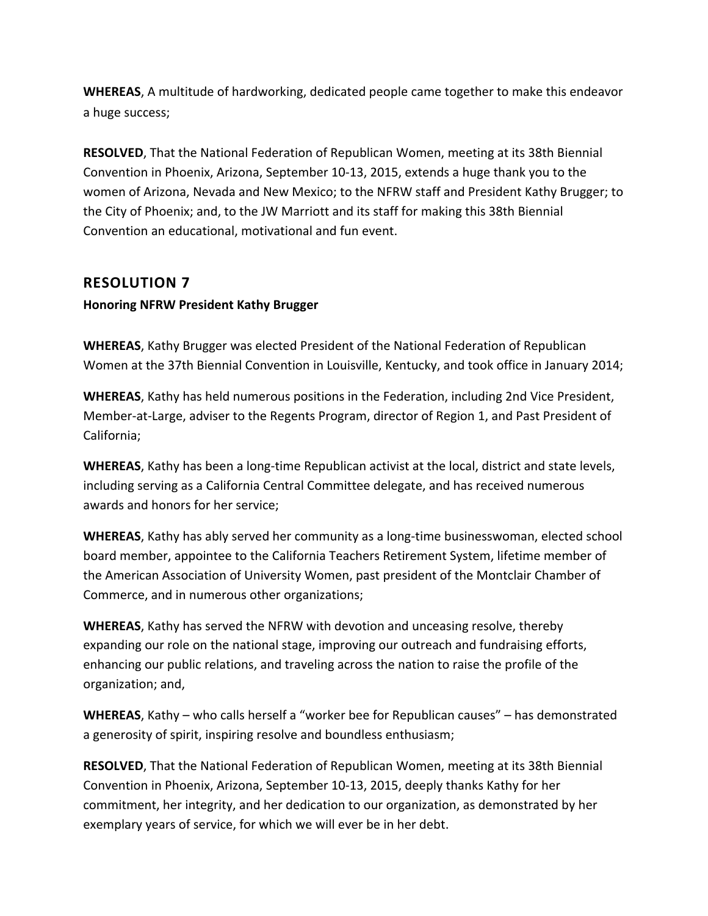**WHEREAS**, A multitude of hardworking, dedicated people came together to make this endeavor a huge success;

**RESOLVED**, That the National Federation of Republican Women, meeting at its 38th Biennial Convention in Phoenix, Arizona, September 10-13, 2015, extends a huge thank you to the women of Arizona, Nevada and New Mexico; to the NFRW staff and President Kathy Brugger; to the City of Phoenix; and, to the JW Marriott and its staff for making this 38th Biennial Convention an educational, motivational and fun event.

## RESOLUTION 7

**Honoring NFRW President Kathy Brugger**

**WHEREAS**, Kathy Brugger was elected President of the National Federation of Republican Women at the 37th Biennial Convention in Louisville, Kentucky, and took office in January 2014;

**WHEREAS**, Kathy has held numerous positions in the Federation, including 2nd Vice President, Member-at-Large, adviser to the Regents Program, director of Region 1, and Past President of California;

**WHEREAS**, Kathy has been a long-time Republican activist at the local, district and state levels, including serving as a California Central Committee delegate, and has received numerous awards and honors for her service;

**WHEREAS**, Kathy has ably served her community as a long-time businesswoman, elected school board member, appointee to the California Teachers Retirement System, lifetime member of the American Association of University Women, past president of the Montclair Chamber of Commerce, and in numerous other organizations;

**WHEREAS**, Kathy has served the NFRW with devotion and unceasing resolve, thereby expanding our role on the national stage, improving our outreach and fundraising efforts, enhancing our public relations, and traveling across the nation to raise the profile of the organization; and,

**WHEREAS**, Kathy – who calls herself a "worker bee for Republican causes" – has demonstrated a generosity of spirit, inspiring resolve and boundless enthusiasm;

**RESOLVED**, That the National Federation of Republican Women, meeting at its 38th Biennial Convention in Phoenix, Arizona, September 10-13, 2015, deeply thanks Kathy for her commitment, her integrity, and her dedication to our organization, as demonstrated by her exemplary years of service, for which we will ever be in her debt.